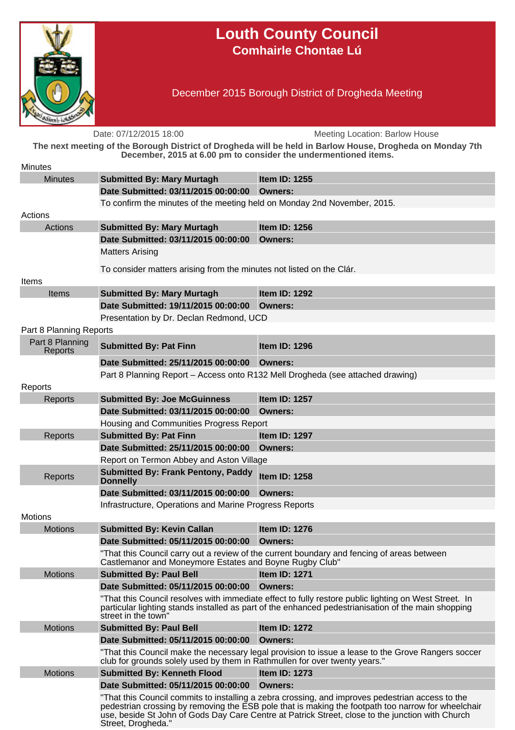# Louth County Council

## Comhairle Chontae Lú

December 2015 Borough District of Drogheda Meeting

Date: 07/12/2015 18:00 Meeting Location: Barlow House

**The next meeting of the Borough District of Drogheda will be held in Barlow House, Drogheda on Monday 7th December, 2015 at 6.00 pm to consider the undermentioned items.**

### Minutes

| Minutes | **Submitted By: Mary Murtagh** | **Item ID: 1255** |
|---|---|---|
| | **Date Submitted: 03/11/2015 00:00:00** | **Owners:** |
| | To confirm the minutes of the meeting held on Monday 2nd November, 2015. | |

### Actions

| Actions | **Submitted By: Mary Murtagh** | **Item ID: 1256** |
|---|---|---|
| | **Date Submitted: 03/11/2015 00:00:00** | **Owners:** |
| | Matters Arising<br><br>To consider matters arising from the minutes not listed on the Clár. | |

### Items

| Items | **Submitted By: Mary Murtagh** | **Item ID: 1292** |
|---|---|---|
| | **Date Submitted: 19/11/2015 00:00:00** | **Owners:** |
| | Presentation by Dr. Declan Redmond, UCD | |

### Part 8 Planning Reports

| Part 8 Planning Reports | **Submitted By: Pat Finn** | **Item ID: 1296** |
|---|---|---|
| | **Date Submitted: 25/11/2015 00:00:00** | **Owners:** |
| | Part 8 Planning Report – Access onto R132 Mell Drogheda (see attached drawing) | |

### Reports

| Reports | **Submitted By: Joe McGuinness** | **Item ID: 1257** |
|---|---|---|
| | **Date Submitted: 03/11/2015 00:00:00** | **Owners:** |
| | Housing and Communities Progress Report | |
| Reports | **Submitted By: Pat Finn** | **Item ID: 1297** |
| | **Date Submitted: 25/11/2015 00:00:00** | **Owners:** |
| | Report on Termon Abbey and Aston Village | |
| Reports | **Submitted By: Frank Pentony, Paddy Donnelly** | **Item ID: 1258** |
| | **Date Submitted: 03/11/2015 00:00:00** | **Owners:** |
| | Infrastructure, Operations and Marine Progress Reports | |

### Motions

| Motions | **Submitted By: Kevin Callan** | **Item ID: 1276** |
|---|---|---|
| | **Date Submitted: 05/11/2015 00:00:00** | **Owners:** |
| | "That this Council carry out a review of the current boundary and fencing of areas between Castlemanor and Moneymore Estates and Boyne Rugby Club" | |
| Motions | **Submitted By: Paul Bell** | **Item ID: 1271** |
| | **Date Submitted: 05/11/2015 00:00:00** | **Owners:** |
| | "That this Council resolves with immediate effect to fully restore public lighting on West Street. In particular lighting stands installed as part of the enhanced pedestrianisation of the main shopping street in the town" | |
| Motions | **Submitted By: Paul Bell** | **Item ID: 1272** |
| | **Date Submitted: 05/11/2015 00:00:00** | **Owners:** |
| | "That this Council make the necessary legal provision to issue a lease to the Grove Rangers soccer club for grounds solely used by them in Rathmullen for over twenty years." | |
| Motions | **Submitted By: Kenneth Flood** | **Item ID: 1273** |
| | **Date Submitted: 05/11/2015 00:00:00** | **Owners:** |
| | "That this Council commits to installing a zebra crossing, and improves pedestrian access to the pedestrian crossing by removing the ESB pole that is making the footpath too narrow for wheelchair use, beside St John of Gods Day Care Centre at Patrick Street, close to the junction with Church Street, Drogheda." | |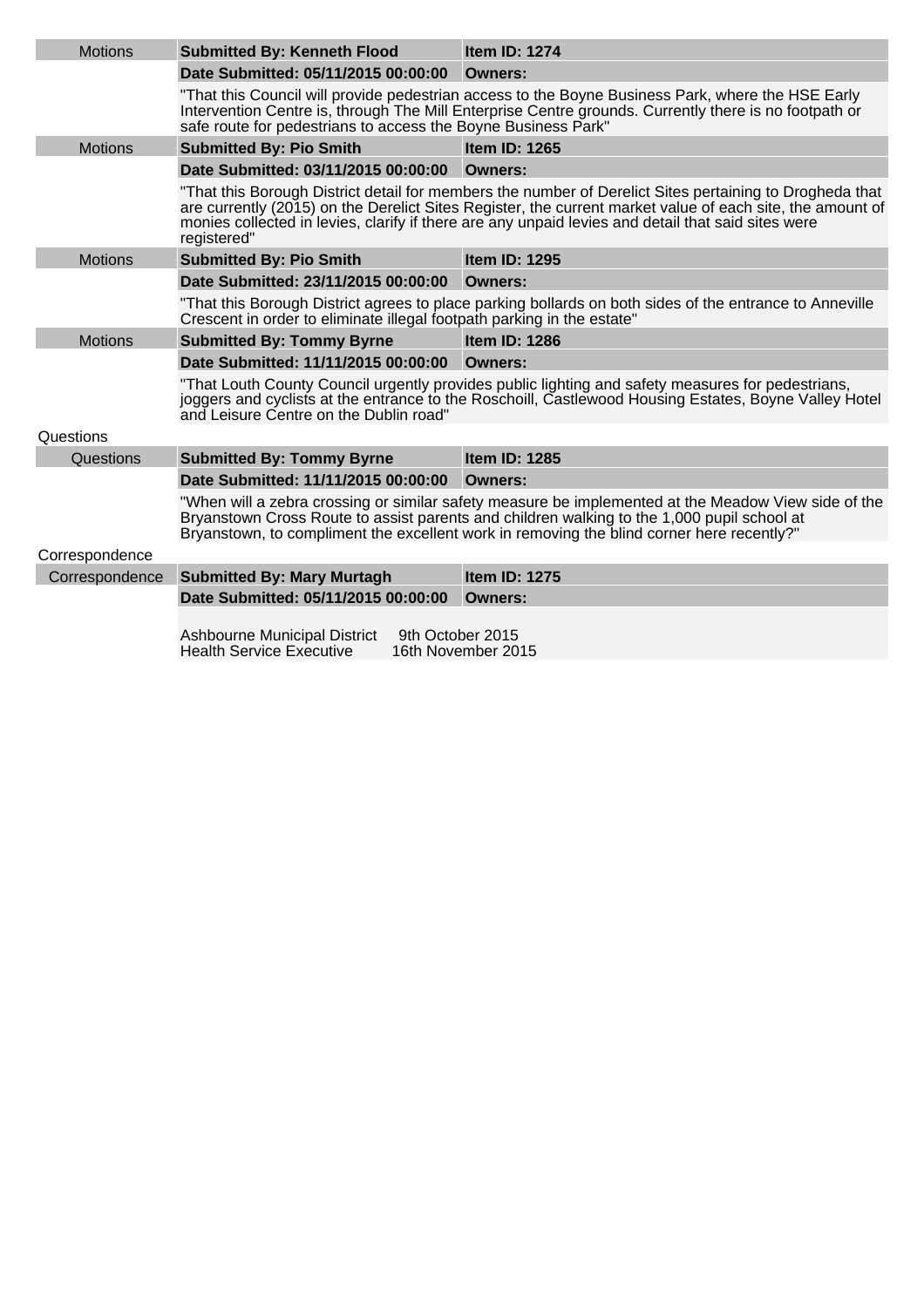| | | |
|---|---|---|
| Motions | **Submitted By: Kenneth Flood** | **Item ID: 1274** |
| | **Date Submitted: 05/11/2015 00:00:00** | **Owners:** |
| | "That this Council will provide pedestrian access to the Boyne Business Park, where the HSE Early Intervention Centre is, through The Mill Enterprise Centre grounds. Currently there is no footpath or safe route for pedestrians to access the Boyne Business Park" | |
| Motions | **Submitted By: Pio Smith** | **Item ID: 1265** |
| | **Date Submitted: 03/11/2015 00:00:00** | **Owners:** |
| | "That this Borough District detail for members the number of Derelict Sites pertaining to Drogheda that are currently (2015) on the Derelict Sites Register, the current market value of each site, the amount of monies collected in levies, clarify if there are any unpaid levies and detail that said sites were registered" | |
| Motions | **Submitted By: Pio Smith** | **Item ID: 1295** |
| | **Date Submitted: 23/11/2015 00:00:00** | **Owners:** |
| | "That this Borough District agrees to place parking bollards on both sides of the entrance to Anneville Crescent in order to eliminate illegal footpath parking in the estate" | |
| Motions | **Submitted By: Tommy Byrne** | **Item ID: 1286** |
| | **Date Submitted: 11/11/2015 00:00:00** | **Owners:** |
| | "That Louth County Council urgently provides public lighting and safety measures for pedestrians, joggers and cyclists at the entrance to the Roschoill, Castlewood Housing Estates, Boyne Valley Hotel and Leisure Centre on the Dublin road" | |

Questions

| | | |
|---|---|---|
| Questions | **Submitted By: Tommy Byrne** | **Item ID: 1285** |
| | **Date Submitted: 11/11/2015 00:00:00** | **Owners:** |
| | "When will a zebra crossing or similar safety measure be implemented at the Meadow View side of the Bryanstown Cross Route to assist parents and children walking to the 1,000 pupil school at Bryanstown, to compliment the excellent work in removing the blind corner here recently?" | |

Correspondence

| | | |
|---|---|---|
| Correspondence | **Submitted By: Mary Murtagh** | **Item ID: 1275** |
| | **Date Submitted: 05/11/2015 00:00:00** | **Owners:** |
| | Ashbourne Municipal District 9th October 2015<br>Health Service Executive 16th November 2015 | |